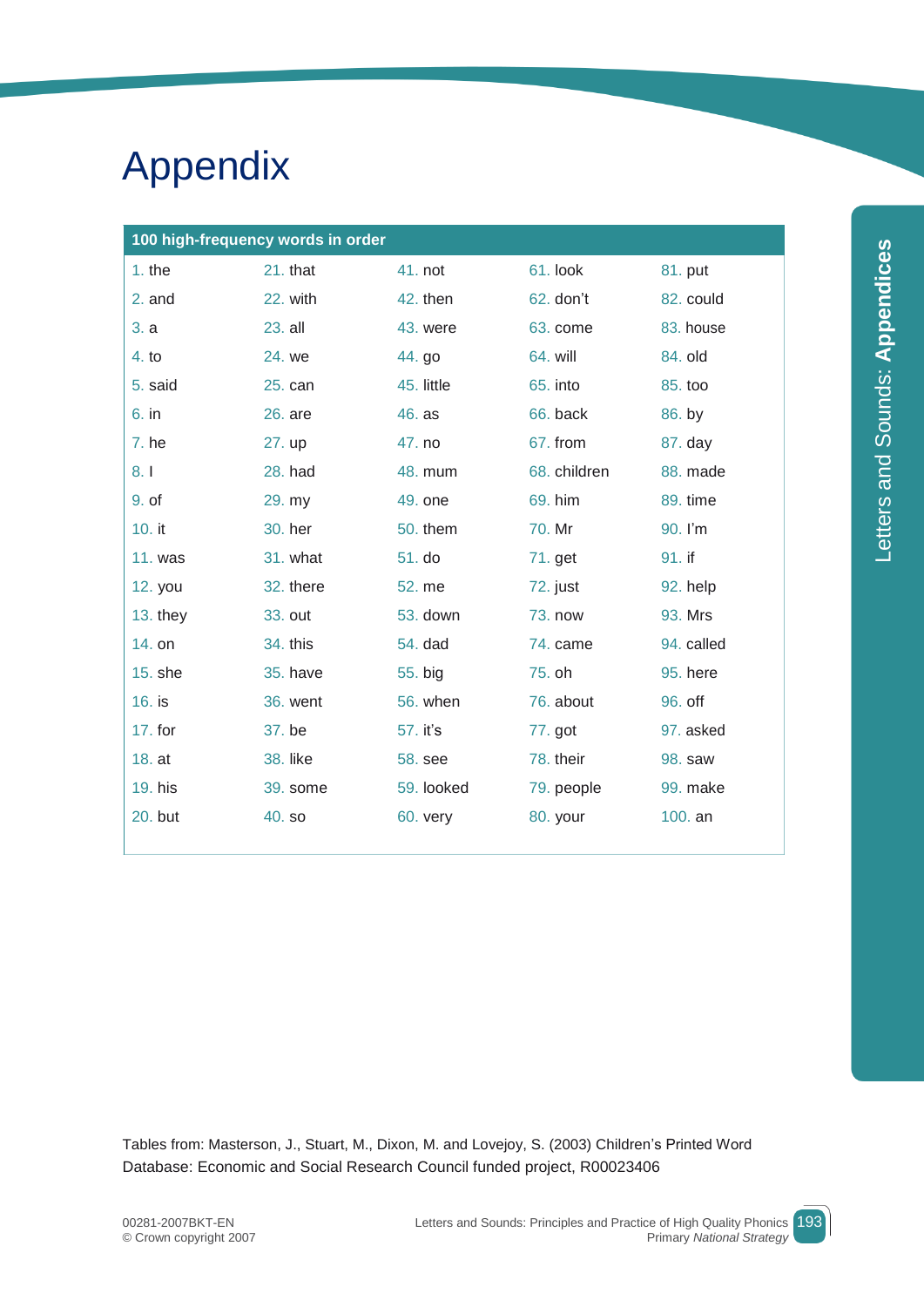# Appendix

| 100 high-frequency words in order | | | | |
|---|---|---|---|---|
| 1. the | 21. that | 41. not | 61. look | 81. put |
| 2. and | 22. with | 42. then | 62. don't | 82. could |
| 3. a | 23. all | 43. were | 63. come | 83. house |
| 4. to | 24. we | 44. go | 64. will | 84. old |
| 5. said | 25. can | 45. little | 65. into | 85. too |
| 6. in | 26. are | 46. as | 66. back | 86. by |
| 7. he | 27. up | 47. no | 67. from | 87. day |
| 8. I | 28. had | 48. mum | 68. children | 88. made |
| 9. of | 29. my | 49. one | 69. him | 89. time |
| 10. it | 30. her | 50. them | 70. Mr | 90. I'm |
| 11. was | 31. what | 51. do | 71. get | 91. if |
| 12. you | 32. there | 52. me | 72. just | 92. help |
| 13. they | 33. out | 53. down | 73. now | 93. Mrs |
| 14. on | 34. this | 54. dad | 74. came | 94. called |
| 15. she | 35. have | 55. big | 75. oh | 95. here |
| 16. is | 36. went | 56. when | 76. about | 96. off |
| 17. for | 37. be | 57. it's | 77. got | 97. asked |
| 18. at | 38. like | 58. see | 78. their | 98. saw |
| 19. his | 39. some | 59. looked | 79. people | 99. make |
| 20. but | 40. so | 60. very | 80. your | 100. an |

Tables from: Masterson, J., Stuart, M., Dixon, M. and Lovejoy, S. (2003) Children's Printed Word Database: Economic and Social Research Council funded project, R00023406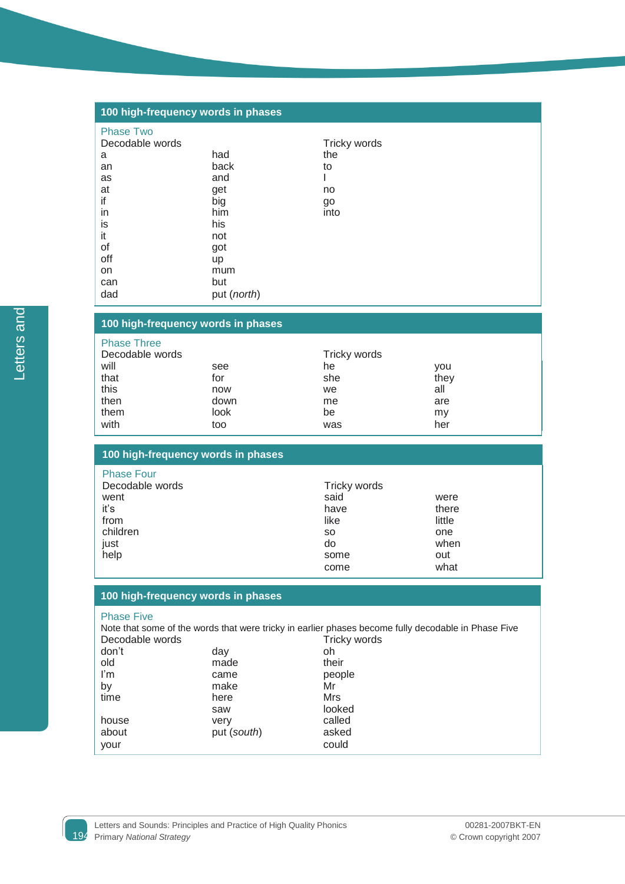## 100 high-frequency words in phases

### Phase Two

| Decodable words | | Tricky words |
|---|---|---|
| a | had | the |
| an | back | to |
| as | and | I |
| at | get | no |
| if | big | go |
| in | him | into |
| is | his | |
| it | not | |
| of | got | |
| off | up | |
| on | mum | |
| can | but | |
| dad | put (*north*) | |

## 100 high-frequency words in phases

### Phase Three

| Decodable words | | Tricky words | |
|---|---|---|---|
| will | see | he | you |
| that | for | she | they |
| this | now | we | all |
| then | down | me | are |
| them | look | be | my |
| with | too | was | her |

## 100 high-frequency words in phases

### Phase Four

| Decodable words | Tricky words | |
|---|---|---|
| went | said | were |
| it's | have | there |
| from | like | little |
| children | so | one |
| just | do | when |
| help | some | out |
| | come | what |

## 100 high-frequency words in phases

### Phase Five

Note that some of the words that were tricky in earlier phases become fully decodable in Phase Five

| Decodable words | | Tricky words |
|---|---|---|
| don't | day | oh |
| old | made | their |
| I'm | came | people |
| by | make | Mr |
| time | here | Mrs |
| | saw | looked |
| house | very | called |
| about | put (*south*) | asked |
| your | | could |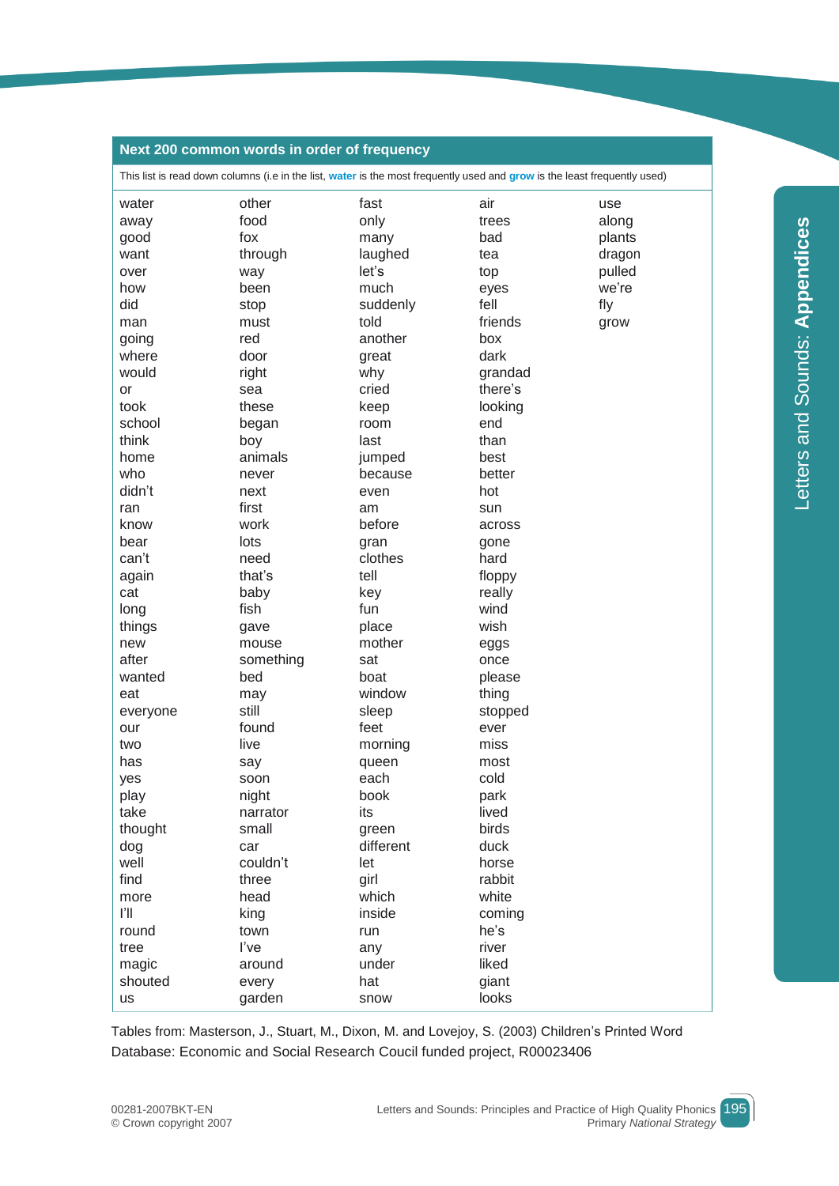## Next 200 common words in order of frequency

This list is read down columns (i.e in the list, **water** is the most frequently used and **grow** is the least frequently used)

| | | | | |
|---|---|---|---|---|
| water | other | fast | air | use |
| away | food | only | trees | along |
| good | fox | many | bad | plants |
| want | through | laughed | tea | dragon |
| over | way | let's | top | pulled |
| how | been | much | eyes | we're |
| did | stop | suddenly | fell | fly |
| man | must | told | friends | grow |
| going | red | another | box | |
| where | door | great | dark | |
| would | right | why | grandad | |
| or | sea | cried | there's | |
| took | these | keep | looking | |
| school | began | room | end | |
| think | boy | last | than | |
| home | animals | jumped | best | |
| who | never | because | better | |
| didn't | next | even | hot | |
| ran | first | am | sun | |
| know | work | before | across | |
| bear | lots | gran | gone | |
| can't | need | clothes | hard | |
| again | that's | tell | floppy | |
| cat | baby | key | really | |
| long | fish | fun | wind | |
| things | gave | place | wish | |
| new | mouse | mother | eggs | |
| after | something | sat | once | |
| wanted | bed | boat | please | |
| eat | may | window | thing | |
| everyone | still | sleep | stopped | |
| our | found | feet | ever | |
| two | live | morning | miss | |
| has | say | queen | most | |
| yes | soon | each | cold | |
| play | night | book | park | |
| take | narrator | its | lived | |
| thought | small | green | birds | |
| dog | car | different | duck | |
| well | couldn't | let | horse | |
| find | three | girl | rabbit | |
| more | head | which | white | |
| I'll | king | inside | coming | |
| round | town | run | he's | |
| tree | I've | any | river | |
| magic | around | under | liked | |
| shouted | every | hat | giant | |
| us | garden | snow | looks | |

Tables from: Masterson, J., Stuart, M., Dixon, M. and Lovejoy, S. (2003) Children's Printed Word Database: Economic and Social Research Coucil funded project, R00023406

00281-2007BKT-EN
© Crown copyright 2007